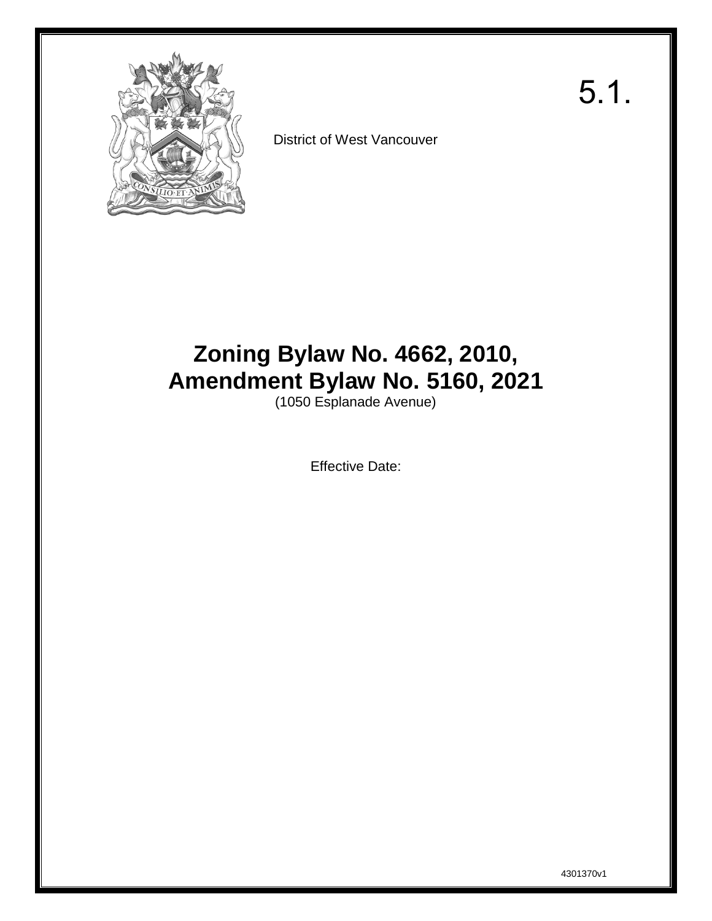5.1.

District of West Vancouver

# Zoning Bylaw No. 4662, 2010, Amendment Bylaw No. 5160, 2021

(1050 Esplanade Avenue)

Effective Date:

4301370v1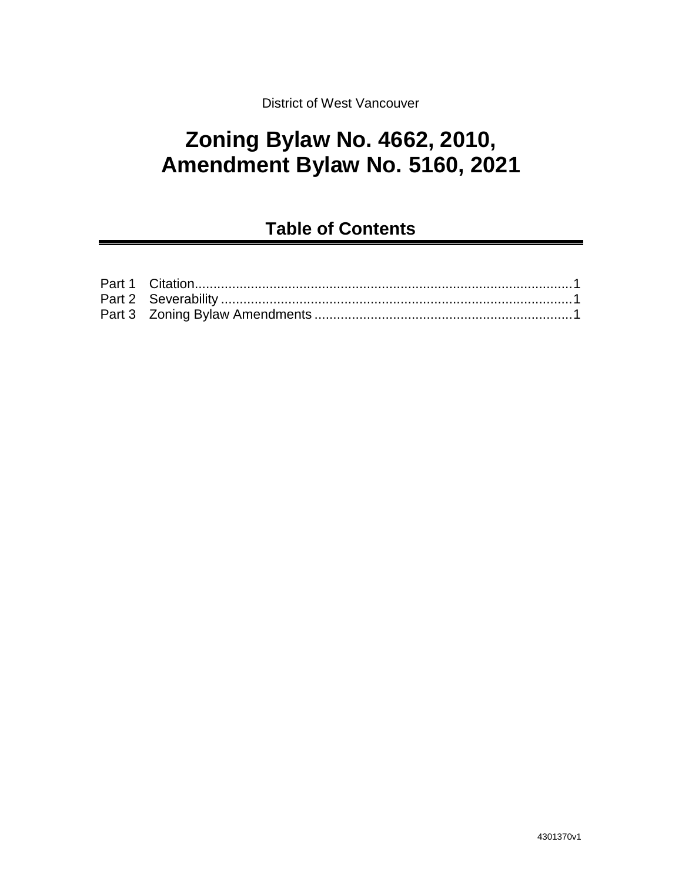District of West Vancouver

# Zoning Bylaw No. 4662, 2010, Amendment Bylaw No. 5160, 2021

## Table of Contents

Part 1 Citation....................................................................................................1
Part 2 Severability ..............................................................................................1
Part 3 Zoning Bylaw Amendments .....................................................................1

4301370v1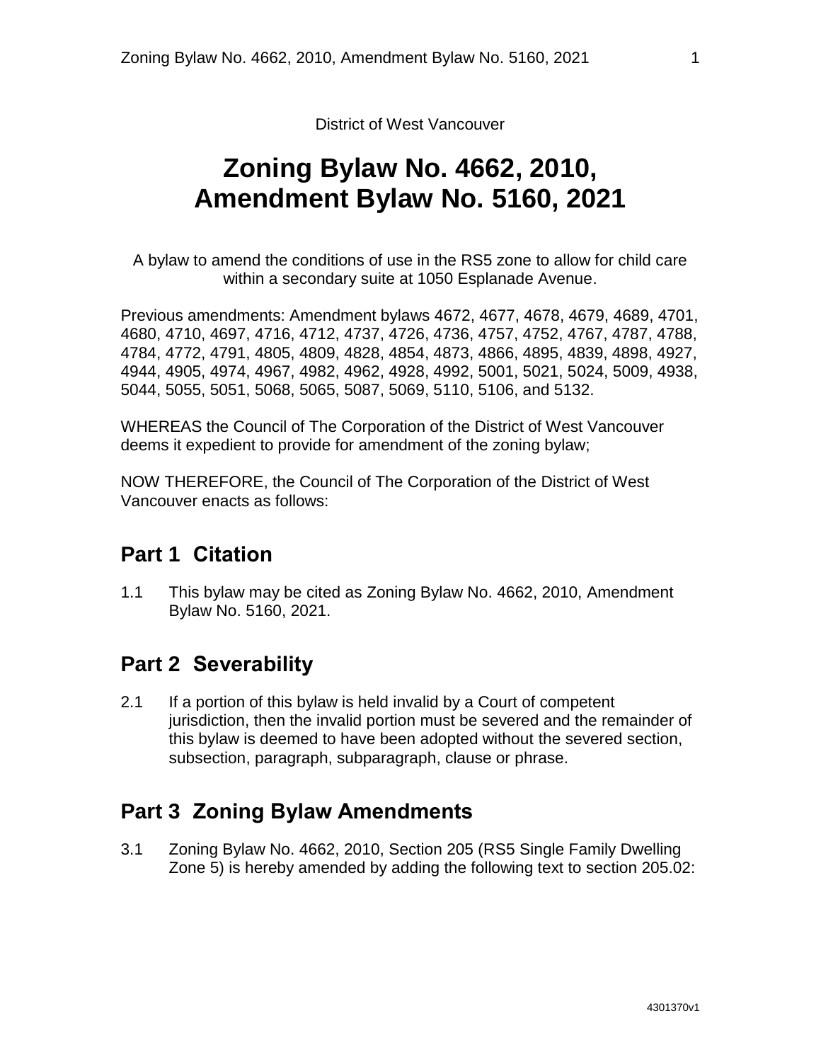District of West Vancouver

# Zoning Bylaw No. 4662, 2010, Amendment Bylaw No. 5160, 2021

A bylaw to amend the conditions of use in the RS5 zone to allow for child care within a secondary suite at 1050 Esplanade Avenue.

Previous amendments: Amendment bylaws 4672, 4677, 4678, 4679, 4689, 4701, 4680, 4710, 4697, 4716, 4712, 4737, 4726, 4736, 4757, 4752, 4767, 4787, 4788, 4784, 4772, 4791, 4805, 4809, 4828, 4854, 4873, 4866, 4895, 4839, 4898, 4927, 4944, 4905, 4974, 4967, 4982, 4962, 4928, 4992, 5001, 5021, 5024, 5009, 4938, 5044, 5055, 5051, 5068, 5065, 5087, 5069, 5110, 5106, and 5132.

WHEREAS the Council of The Corporation of the District of West Vancouver deems it expedient to provide for amendment of the zoning bylaw;

NOW THEREFORE, the Council of The Corporation of the District of West Vancouver enacts as follows:

## Part 1 Citation

1.1 This bylaw may be cited as Zoning Bylaw No. 4662, 2010, Amendment Bylaw No. 5160, 2021.

## Part 2 Severability

2.1 If a portion of this bylaw is held invalid by a Court of competent jurisdiction, then the invalid portion must be severed and the remainder of this bylaw is deemed to have been adopted without the severed section, subsection, paragraph, subparagraph, clause or phrase.

## Part 3 Zoning Bylaw Amendments

3.1 Zoning Bylaw No. 4662, 2010, Section 205 (RS5 Single Family Dwelling Zone 5) is hereby amended by adding the following text to section 205.02: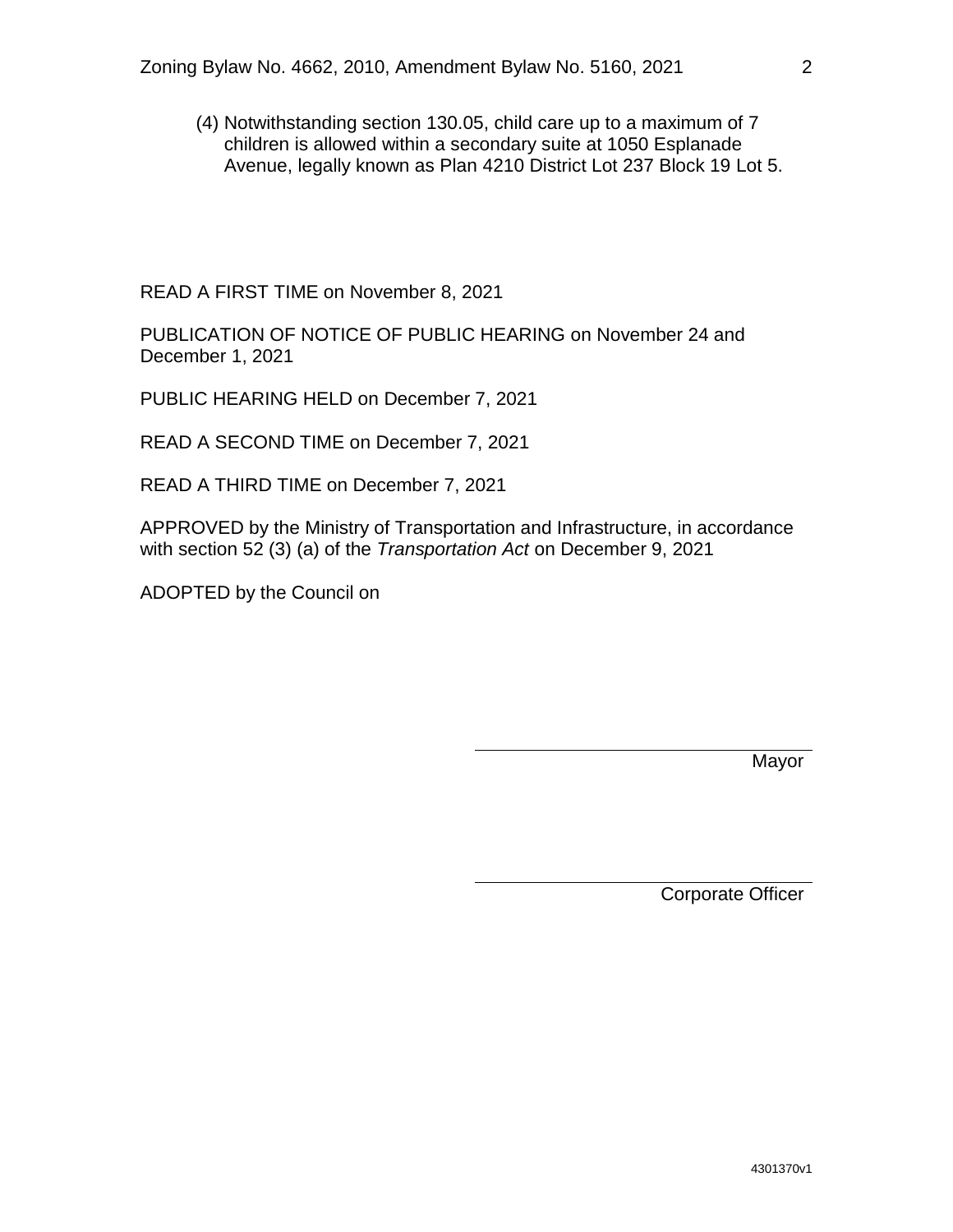(4) Notwithstanding section 130.05, child care up to a maximum of 7 children is allowed within a secondary suite at 1050 Esplanade Avenue, legally known as Plan 4210 District Lot 237 Block 19 Lot 5.

READ A FIRST TIME on November 8, 2021

PUBLICATION OF NOTICE OF PUBLIC HEARING on November 24 and December 1, 2021

PUBLIC HEARING HELD on December 7, 2021

READ A SECOND TIME on December 7, 2021

READ A THIRD TIME on December 7, 2021

APPROVED by the Ministry of Transportation and Infrastructure, in accordance with section 52 (3) (a) of the *Transportation Act* on December 9, 2021

ADOPTED by the Council on

Mayor

Corporate Officer

4301370v1